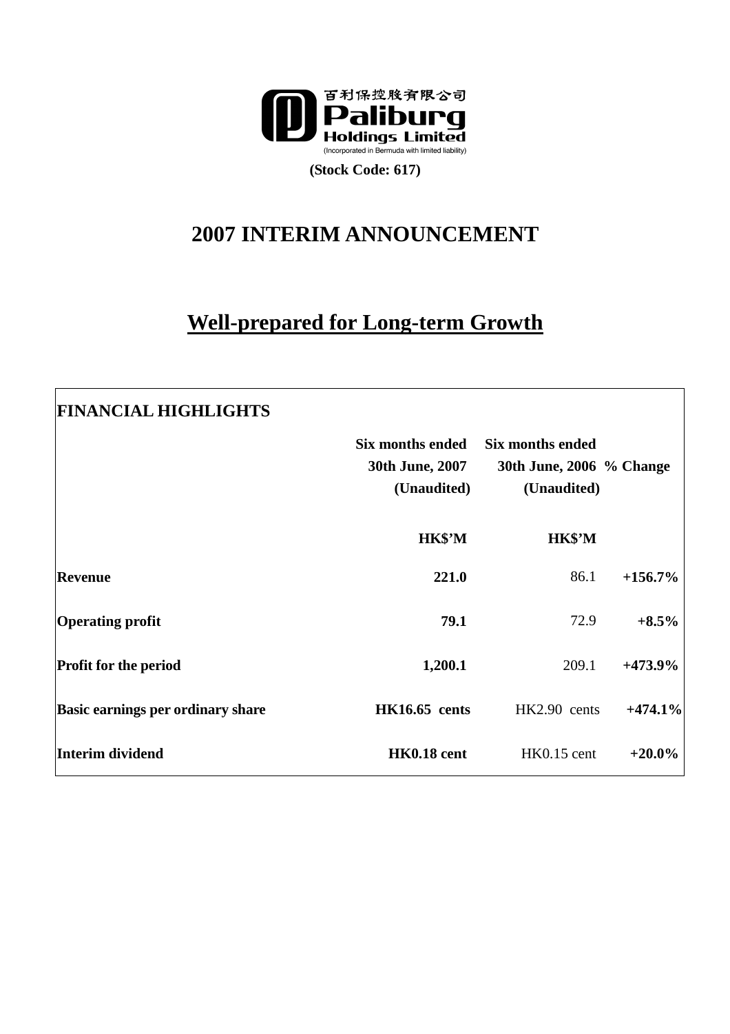百利保控股有限公司
**Paliburg Holdings Limited**
(Incorporated in Bermuda with limited liability)

**(Stock Code: 617)**

# 2007 INTERIM ANNOUNCEMENT

## Well-prepared for Long-term Growth

**FINANCIAL HIGHLIGHTS**

| | Six months ended 30th June, 2007 (Unaudited) | Six months ended 30th June, 2006 (Unaudited) | % Change |
|---|---|---|---|
| | HK$'M | HK$'M | |
| **Revenue** | **221.0** | 86.1 | **+156.7%** |
| **Operating profit** | **79.1** | 72.9 | **+8.5%** |
| **Profit for the period** | **1,200.1** | 209.1 | **+473.9%** |
| **Basic earnings per ordinary share** | **HK16.65 cents** | HK2.90 cents | **+474.1%** |
| **Interim dividend** | **HK0.18 cent** | HK0.15 cent | **+20.0%** |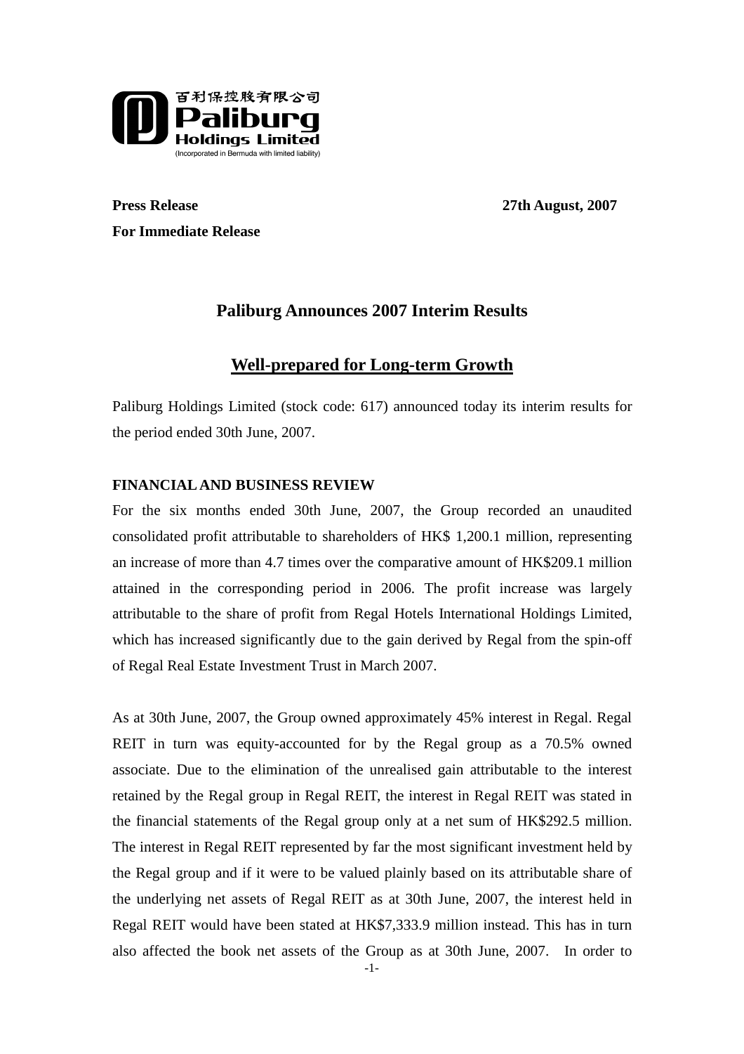百利保控股有限公司
**Paliburg Holdings Limited**
(Incorporated in Bermuda with limited liability)

**Press Release** **27th August, 2007**

**For Immediate Release**

## Paliburg Announces 2007 Interim Results

## Well-prepared for Long-term Growth

Paliburg Holdings Limited (stock code: 617) announced today its interim results for the period ended 30th June, 2007.

### FINANCIAL AND BUSINESS REVIEW

For the six months ended 30th June, 2007, the Group recorded an unaudited consolidated profit attributable to shareholders of HK$ 1,200.1 million, representing an increase of more than 4.7 times over the comparative amount of HK$209.1 million attained in the corresponding period in 2006. The profit increase was largely attributable to the share of profit from Regal Hotels International Holdings Limited, which has increased significantly due to the gain derived by Regal from the spin-off of Regal Real Estate Investment Trust in March 2007.

As at 30th June, 2007, the Group owned approximately 45% interest in Regal. Regal REIT in turn was equity-accounted for by the Regal group as a 70.5% owned associate. Due to the elimination of the unrealised gain attributable to the interest retained by the Regal group in Regal REIT, the interest in Regal REIT was stated in the financial statements of the Regal group only at a net sum of HK$292.5 million. The interest in Regal REIT represented by far the most significant investment held by the Regal group and if it were to be valued plainly based on its attributable share of the underlying net assets of Regal REIT as at 30th June, 2007, the interest held in Regal REIT would have been stated at HK$7,333.9 million instead. This has in turn also affected the book net assets of the Group as at 30th June, 2007. In order to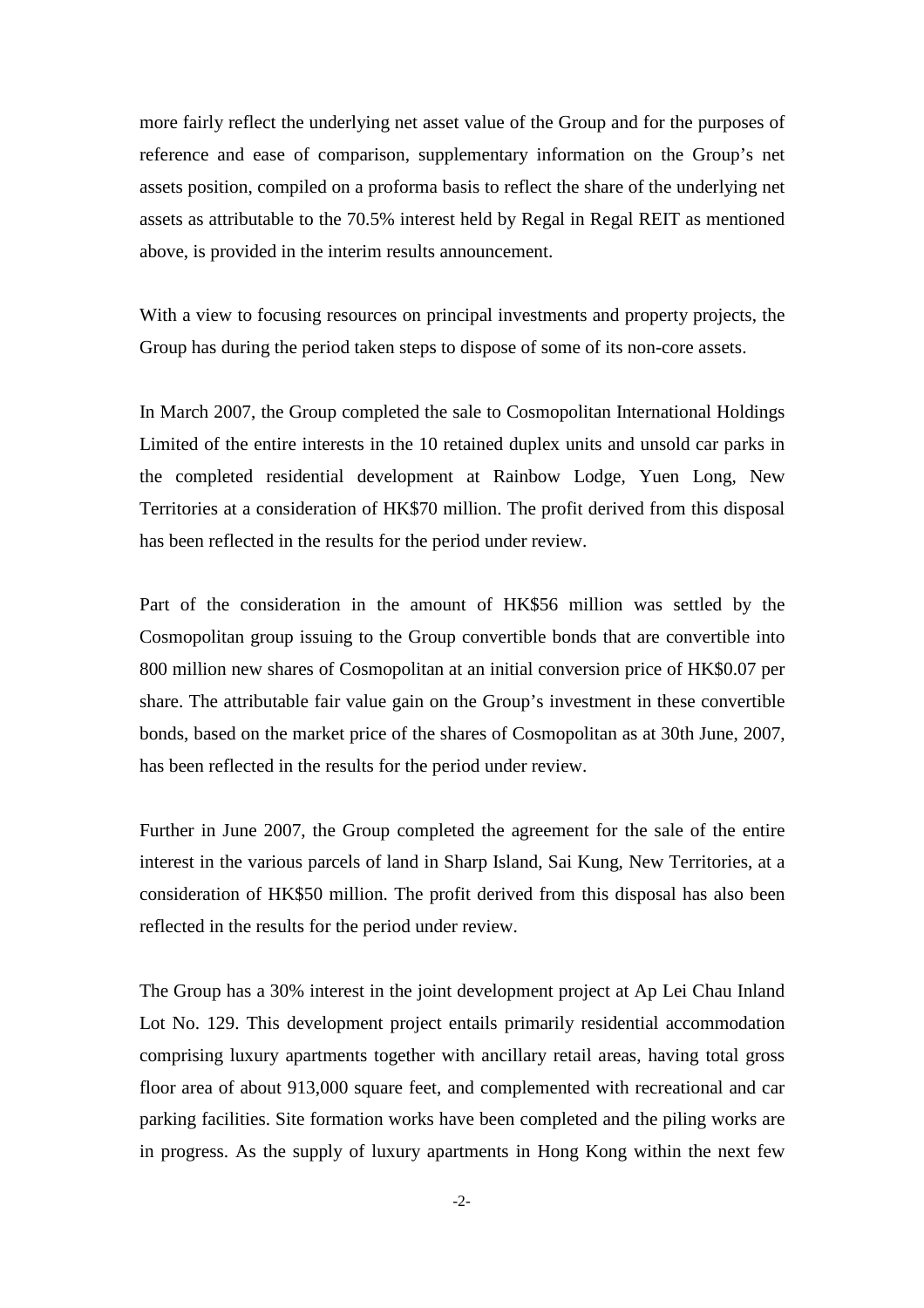more fairly reflect the underlying net asset value of the Group and for the purposes of reference and ease of comparison, supplementary information on the Group's net assets position, compiled on a proforma basis to reflect the share of the underlying net assets as attributable to the 70.5% interest held by Regal in Regal REIT as mentioned above, is provided in the interim results announcement.

With a view to focusing resources on principal investments and property projects, the Group has during the period taken steps to dispose of some of its non-core assets.

In March 2007, the Group completed the sale to Cosmopolitan International Holdings Limited of the entire interests in the 10 retained duplex units and unsold car parks in the completed residential development at Rainbow Lodge, Yuen Long, New Territories at a consideration of HK$70 million. The profit derived from this disposal has been reflected in the results for the period under review.

Part of the consideration in the amount of HK$56 million was settled by the Cosmopolitan group issuing to the Group convertible bonds that are convertible into 800 million new shares of Cosmopolitan at an initial conversion price of HK$0.07 per share. The attributable fair value gain on the Group's investment in these convertible bonds, based on the market price of the shares of Cosmopolitan as at 30th June, 2007, has been reflected in the results for the period under review.

Further in June 2007, the Group completed the agreement for the sale of the entire interest in the various parcels of land in Sharp Island, Sai Kung, New Territories, at a consideration of HK$50 million. The profit derived from this disposal has also been reflected in the results for the period under review.

The Group has a 30% interest in the joint development project at Ap Lei Chau Inland Lot No. 129. This development project entails primarily residential accommodation comprising luxury apartments together with ancillary retail areas, having total gross floor area of about 913,000 square feet, and complemented with recreational and car parking facilities. Site formation works have been completed and the piling works are in progress. As the supply of luxury apartments in Hong Kong within the next few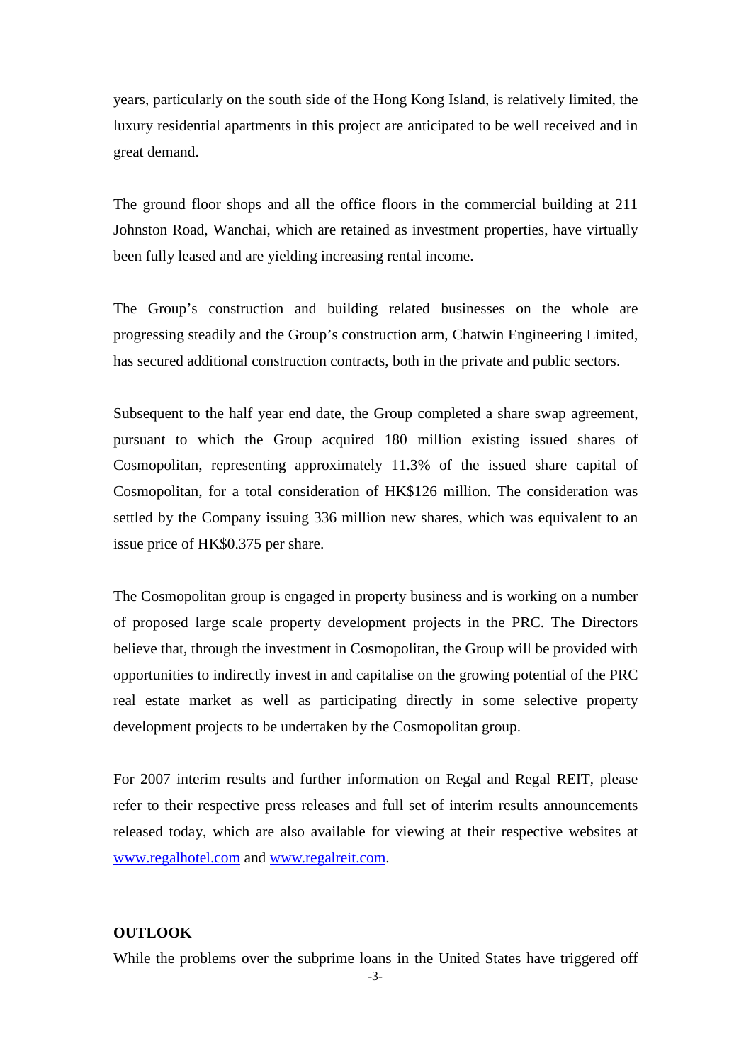years, particularly on the south side of the Hong Kong Island, is relatively limited, the luxury residential apartments in this project are anticipated to be well received and in great demand.

The ground floor shops and all the office floors in the commercial building at 211 Johnston Road, Wanchai, which are retained as investment properties, have virtually been fully leased and are yielding increasing rental income.

The Group's construction and building related businesses on the whole are progressing steadily and the Group's construction arm, Chatwin Engineering Limited, has secured additional construction contracts, both in the private and public sectors.

Subsequent to the half year end date, the Group completed a share swap agreement, pursuant to which the Group acquired 180 million existing issued shares of Cosmopolitan, representing approximately 11.3% of the issued share capital of Cosmopolitan, for a total consideration of HK$126 million. The consideration was settled by the Company issuing 336 million new shares, which was equivalent to an issue price of HK$0.375 per share.

The Cosmopolitan group is engaged in property business and is working on a number of proposed large scale property development projects in the PRC. The Directors believe that, through the investment in Cosmopolitan, the Group will be provided with opportunities to indirectly invest in and capitalise on the growing potential of the PRC real estate market as well as participating directly in some selective property development projects to be undertaken by the Cosmopolitan group.

For 2007 interim results and further information on Regal and Regal REIT, please refer to their respective press releases and full set of interim results announcements released today, which are also available for viewing at their respective websites at www.regalhotel.com and www.regalreit.com.

**OUTLOOK**

While the problems over the subprime loans in the United States have triggered off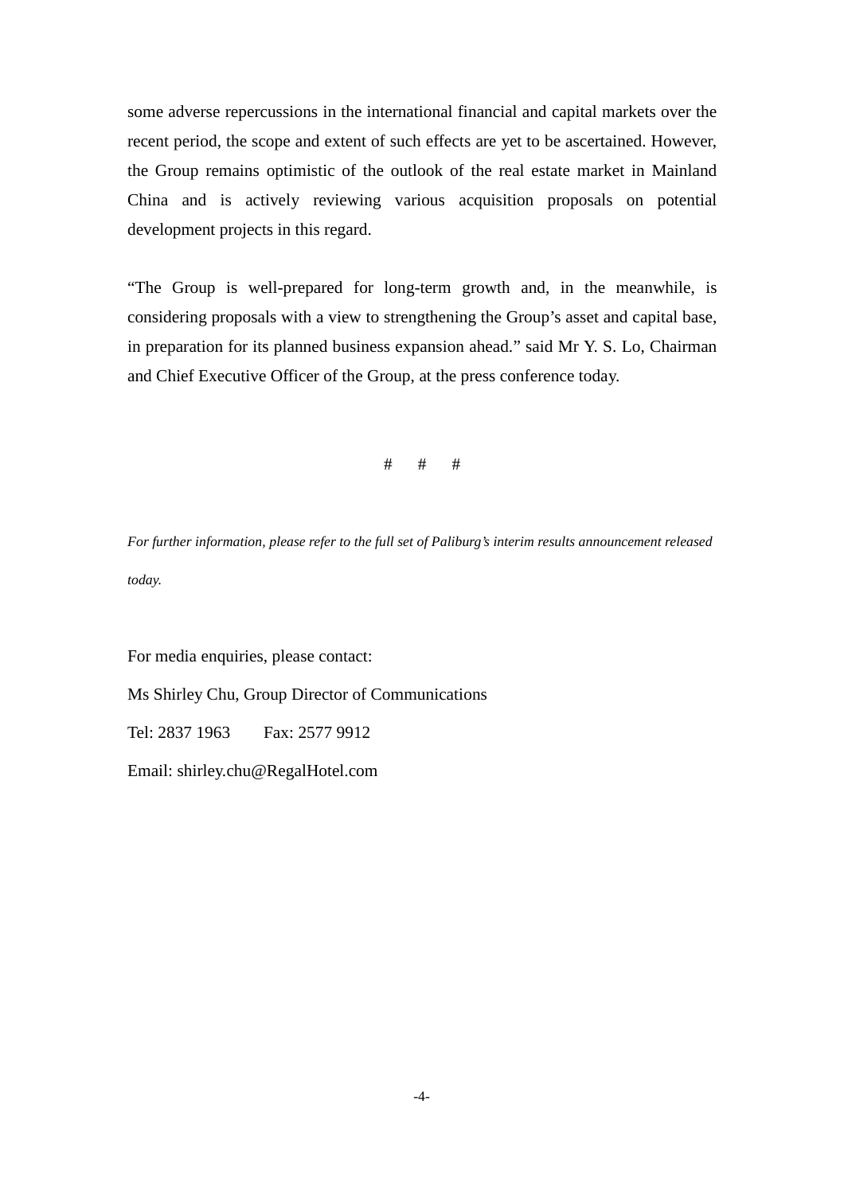some adverse repercussions in the international financial and capital markets over the recent period, the scope and extent of such effects are yet to be ascertained. However, the Group remains optimistic of the outlook of the real estate market in Mainland China and is actively reviewing various acquisition proposals on potential development projects in this regard.

"The Group is well-prepared for long-term growth and, in the meanwhile, is considering proposals with a view to strengthening the Group's asset and capital base, in preparation for its planned business expansion ahead." said Mr Y. S. Lo, Chairman and Chief Executive Officer of the Group, at the press conference today.

# # #

*For further information, please refer to the full set of Paliburg's interim results announcement released today.*

For media enquiries, please contact:

Ms Shirley Chu, Group Director of Communications

Tel: 2837 1963 Fax: 2577 9912

Email: shirley.chu@RegalHotel.com